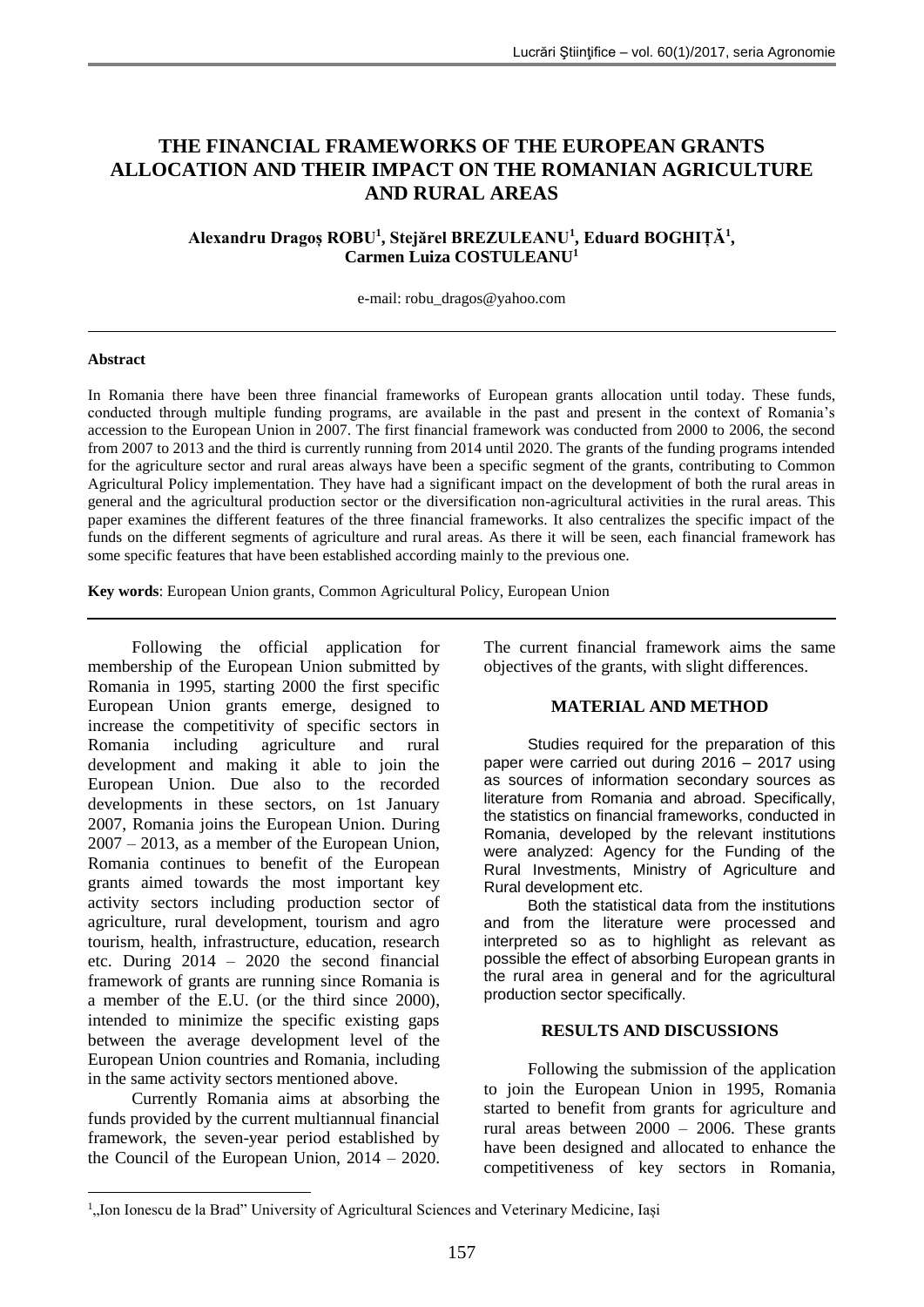# THE FINANCIAL FRAMEWORKS OF THE EUROPEAN GRANTS ALLOCATION AND THEIR IMPACT ON THE ROMANIAN AGRICULTURE AND RURAL AREAS

**Alexandru Dragoș ROBU[1], Stejărel BREZULEANU[1], Eduard BOGHIȚĂ[1], Carmen Luiza COSTULEANU[1]**

e-mail: robu_dragos@yahoo.com

#### Abstract

In Romania there have been three financial frameworks of European grants allocation until today. These funds, conducted through multiple funding programs, are available in the past and present in the context of Romania's accession to the European Union in 2007. The first financial framework was conducted from 2000 to 2006, the second from 2007 to 2013 and the third is currently running from 2014 until 2020. The grants of the funding programs intended for the agriculture sector and rural areas always have been a specific segment of the grants, contributing to Common Agricultural Policy implementation. They have had a significant impact on the development of both the rural areas in general and the agricultural production sector or the diversification non-agricultural activities in the rural areas. This paper examines the different features of the three financial frameworks. It also centralizes the specific impact of the funds on the different segments of agriculture and rural areas. As there it will be seen, each financial framework has some specific features that have been established according mainly to the previous one.

**Key words**: European Union grants, Common Agricultural Policy, European Union

Following the official application for membership of the European Union submitted by Romania in 1995, starting 2000 the first specific European Union grants emerge, designed to increase the competitivity of specific sectors in Romania including agriculture and rural development and making it able to join the European Union. Due also to the recorded developments in these sectors, on 1st January 2007, Romania joins the European Union. During 2007 – 2013, as a member of the European Union, Romania continues to benefit of the European grants aimed towards the most important key activity sectors including production sector of agriculture, rural development, tourism and agro tourism, health, infrastructure, education, research etc. During 2014 – 2020 the second financial framework of grants are running since Romania is a member of the E.U. (or the third since 2000), intended to minimize the specific existing gaps between the average development level of the European Union countries and Romania, including in the same activity sectors mentioned above.

Currently Romania aims at absorbing the funds provided by the current multiannual financial framework, the seven-year period established by the Council of the European Union, 2014 – 2020. The current financial framework aims the same objectives of the grants, with slight differences.

## MATERIAL AND METHOD

Studies required for the preparation of this paper were carried out during 2016 – 2017 using as sources of information secondary sources as literature from Romania and abroad. Specifically, the statistics on financial frameworks, conducted in Romania, developed by the relevant institutions were analyzed: Agency for the Funding of the Rural Investments, Ministry of Agriculture and Rural development etc.

Both the statistical data from the institutions and from the literature were processed and interpreted so as to highlight as relevant as possible the effect of absorbing European grants in the rural area in general and for the agricultural production sector specifically.

## RESULTS AND DISCUSSIONS

Following the submission of the application to join the European Union in 1995, Romania started to benefit from grants for agriculture and rural areas between 2000 – 2006. These grants have been designed and allocated to enhance the competitiveness of key sectors in Romania,

[1] „Ion Ionescu de la Brad" University of Agricultural Sciences and Veterinary Medicine, Iași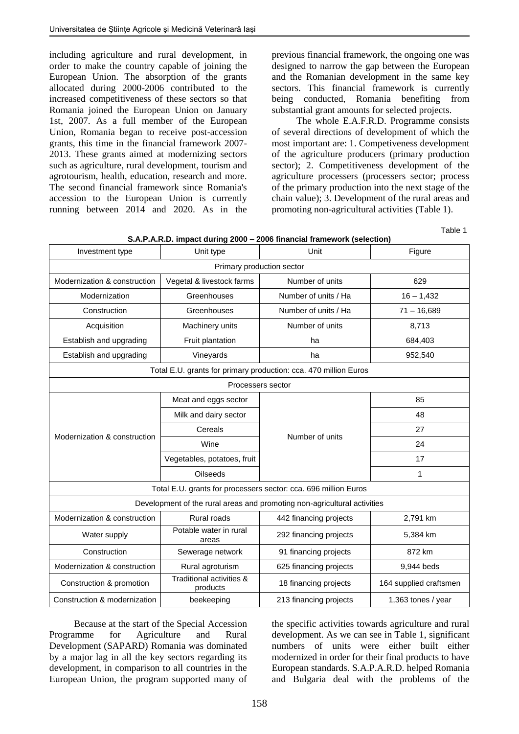including agriculture and rural development, in order to make the country capable of joining the European Union. The absorption of the grants allocated during 2000-2006 contributed to the increased competitiveness of these sectors so that Romania joined the European Union on January 1st, 2007. As a full member of the European Union, Romania began to receive post-accession grants, this time in the financial framework 2007-2013. These grants aimed at modernizing sectors such as agriculture, rural development, tourism and agrotourism, health, education, research and more. The second financial framework since Romania's accession to the European Union is currently running between 2014 and 2020. As in the previous financial framework, the ongoing one was designed to narrow the gap between the European and the Romanian development in the same key sectors. This financial framework is currently being conducted, Romania benefiting from substantial grant amounts for selected projects.

The whole E.A.F.R.D. Programme consists of several directions of development of which the most important are: 1. Competiveness development of the agriculture producers (primary production sector); 2. Competitiveness development of the agriculture processers (processers sector; process of the primary production into the next stage of the chain value); 3. Development of the rural areas and promoting non-agricultural activities (Table 1).

Table 1

**S.A.P.A.R.D. impact during 2000 – 2006 financial framework (selection)**

| Investment type | Unit type | Unit | Figure |
|---|---|---|---|
| Primary production sector | | | |
| Modernization & construction | Vegetal & livestock farms | Number of units | 629 |
| Modernization | Greenhouses | Number of units / Ha | 16 – 1,432 |
| Construction | Greenhouses | Number of units / Ha | 71 – 16,689 |
| Acquisition | Machinery units | Number of units | 8,713 |
| Establish and upgrading | Fruit plantation | ha | 684,403 |
| Establish and upgrading | Vineyards | ha | 952,540 |
| Total E.U. grants for primary production: cca. 470 million Euros | | | |
| Processers sector | | | |
| Modernization & construction | Meat and eggs sector | Number of units | 85 |
| | Milk and dairy sector | | 48 |
| | Cereals | | 27 |
| | Wine | | 24 |
| | Vegetables, potatoes, fruit | | 17 |
| | Oilseeds | | 1 |
| Total E.U. grants for processers sector: cca. 696 million Euros | | | |
| Development of the rural areas and promoting non-agricultural activities | | | |
| Modernization & construction | Rural roads | 442 financing projects | 2,791 km |
| Water supply | Potable water in rural areas | 292 financing projects | 5,384 km |
| Construction | Sewerage network | 91 financing projects | 872 km |
| Modernization & construction | Rural agroturism | 625 financing projects | 9,944 beds |
| Construction & promotion | Traditional activities & products | 18 financing projects | 164 supplied craftsmen |
| Construction & modernization | beekeeping | 213 financing projects | 1,363 tones / year |

Because at the start of the Special Accession Programme for Agriculture and Rural Development (SAPARD) Romania was dominated by a major lag in all the key sectors regarding its development, in comparison to all countries in the European Union, the program supported many of the specific activities towards agriculture and rural development. As we can see in Table 1, significant numbers of units were either built either modernized in order for their final products to have European standards. S.A.P.A.R.D. helped Romania and Bulgaria deal with the problems of the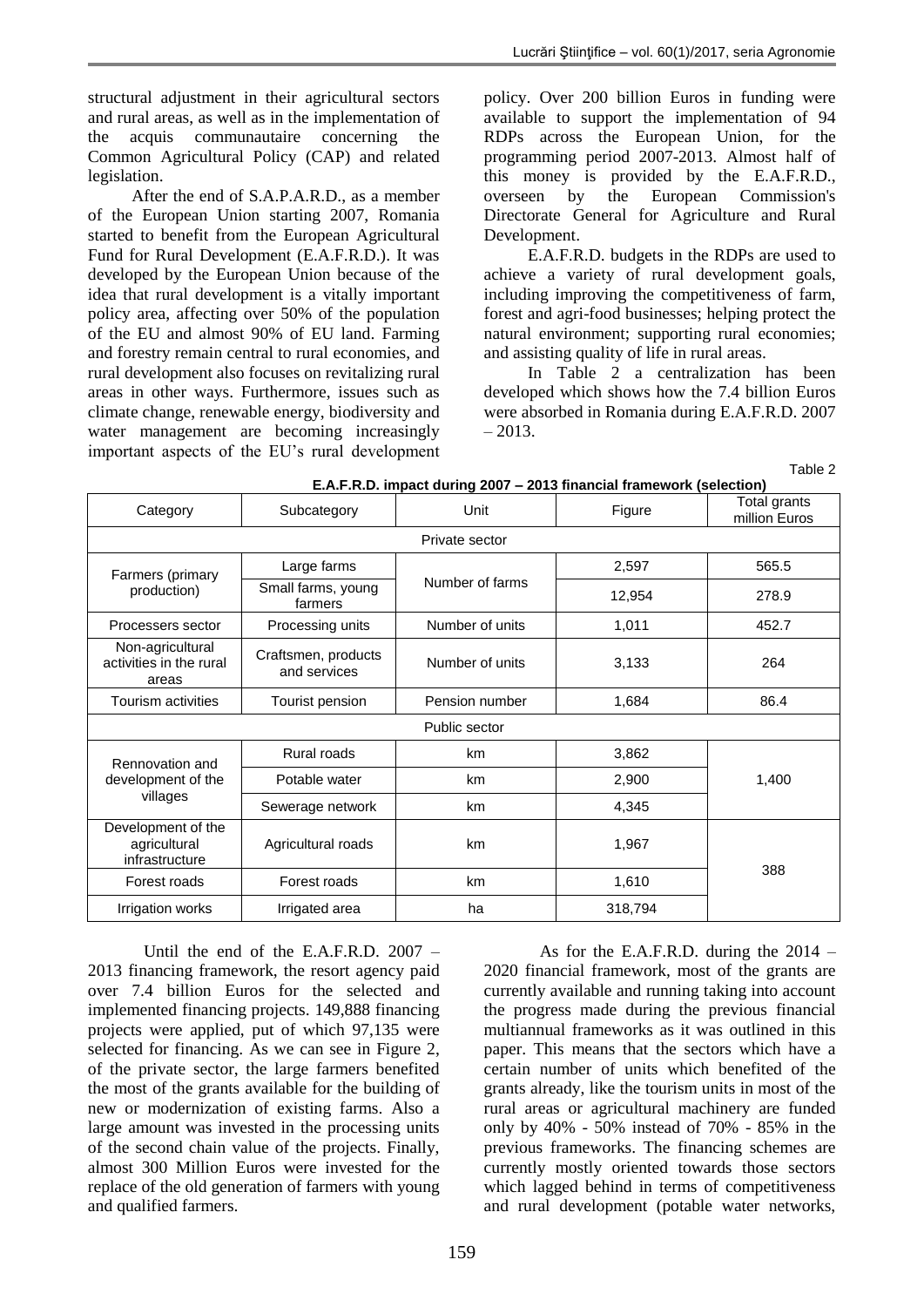structural adjustment in their agricultural sectors and rural areas, as well as in the implementation of the acquis communautaire concerning the Common Agricultural Policy (CAP) and related legislation.

After the end of S.A.P.A.R.D., as a member of the European Union starting 2007, Romania started to benefit from the European Agricultural Fund for Rural Development (E.A.F.R.D.). It was developed by the European Union because of the idea that rural development is a vitally important policy area, affecting over 50% of the population of the EU and almost 90% of EU land. Farming and forestry remain central to rural economies, and rural development also focuses on revitalizing rural areas in other ways. Furthermore, issues such as climate change, renewable energy, biodiversity and water management are becoming increasingly important aspects of the EU's rural development policy. Over 200 billion Euros in funding were available to support the implementation of 94 RDPs across the European Union, for the programming period 2007-2013. Almost half of this money is provided by the E.A.F.R.D., overseen by the European Commission's Directorate General for Agriculture and Rural Development.

E.A.F.R.D. budgets in the RDPs are used to achieve a variety of rural development goals, including improving the competitiveness of farm, forest and agri-food businesses; helping protect the natural environment; supporting rural economies; and assisting quality of life in rural areas.

In Table 2 a centralization has been developed which shows how the 7.4 billion Euros were absorbed in Romania during E.A.F.R.D. 2007 – 2013.

Table 2

**E.A.F.R.D. impact during 2007 – 2013 financial framework (selection)**

| Category | Subcategory | Unit | Figure | Total grants million Euros |
|---|---|---|---|---|
| Private sector | | | | |
| Farmers (primary production) | Large farms | Number of farms | 2,597 | 565.5 |
| | Small farms, young farmers | | 12,954 | 278.9 |
| Processers sector | Processing units | Number of units | 1,011 | 452.7 |
| Non-agricultural activities in the rural areas | Craftsmen, products and services | Number of units | 3,133 | 264 |
| Tourism activities | Tourist pension | Pension number | 1,684 | 86.4 |
| Public sector | | | | |
| Rennovation and development of the villages | Rural roads | km | 3,862 | 1,400 |
| | Potable water | km | 2,900 | |
| | Sewerage network | km | 4,345 | |
| Development of the agricultural infrastructure | Agricultural roads | km | 1,967 | 388 |
| Forest roads | Forest roads | km | 1,610 | |
| Irrigation works | Irrigated area | ha | 318,794 | |

Until the end of the E.A.F.R.D. 2007 – 2013 financing framework, the resort agency paid over 7.4 billion Euros for the selected and implemented financing projects. 149,888 financing projects were applied, put of which 97,135 were selected for financing. As we can see in Figure 2, of the private sector, the large farmers benefited the most of the grants available for the building of new or modernization of existing farms. Also a large amount was invested in the processing units of the second chain value of the projects. Finally, almost 300 Million Euros were invested for the replace of the old generation of farmers with young and qualified farmers.

As for the E.A.F.R.D. during the 2014 – 2020 financial framework, most of the grants are currently available and running taking into account the progress made during the previous financial multiannual frameworks as it was outlined in this paper. This means that the sectors which have a certain number of units which benefited of the grants already, like the tourism units in most of the rural areas or agricultural machinery are funded only by 40% - 50% instead of 70% - 85% in the previous frameworks. The financing schemes are currently mostly oriented towards those sectors which lagged behind in terms of competitiveness and rural development (potable water networks,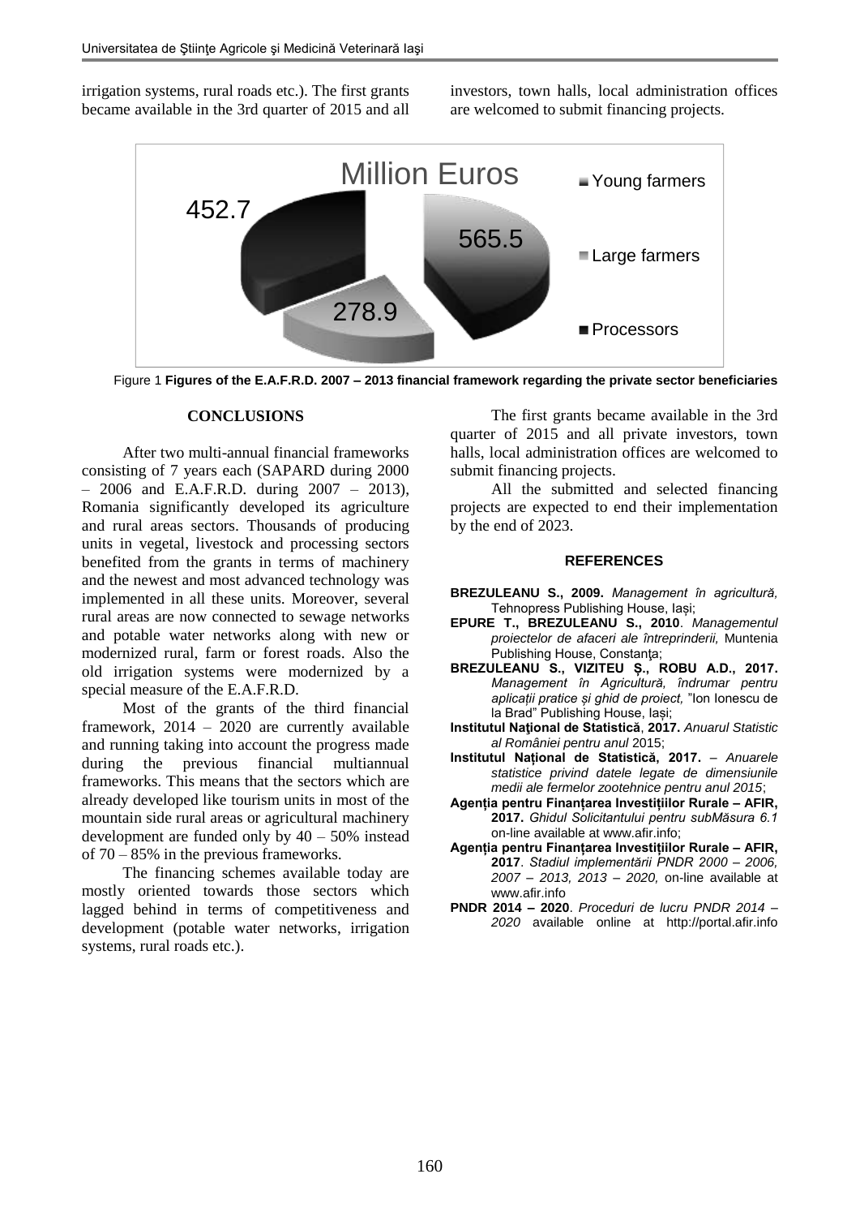irrigation systems, rural roads etc.). The first grants became available in the 3rd quarter of 2015 and all investors, town halls, local administration offices are welcomed to submit financing projects.

Million Euros

452.7

565.5

278.9

Young farmers

Large farmers

Processors

Figure 1 **Figures of the E.A.F.R.D. 2007 – 2013 financial framework regarding the private sector beneficiaries**

## CONCLUSIONS

After two multi-annual financial frameworks consisting of 7 years each (SAPARD during 2000 – 2006 and E.A.F.R.D. during 2007 – 2013), Romania significantly developed its agriculture and rural areas sectors. Thousands of producing units in vegetal, livestock and processing sectors benefited from the grants in terms of machinery and the newest and most advanced technology was implemented in all these units. Moreover, several rural areas are now connected to sewage networks and potable water networks along with new or modernized rural, farm or forest roads. Also the old irrigation systems were modernized by a special measure of the E.A.F.R.D.

Most of the grants of the third financial framework, 2014 – 2020 are currently available and running taking into account the progress made during the previous financial multiannual frameworks. This means that the sectors which are already developed like tourism units in most of the mountain side rural areas or agricultural machinery development are funded only by 40 – 50% instead of 70 – 85% in the previous frameworks.

The financing schemes available today are mostly oriented towards those sectors which lagged behind in terms of competitiveness and development (potable water networks, irrigation systems, rural roads etc.).

The first grants became available in the 3rd quarter of 2015 and all private investors, town halls, local administration offices are welcomed to submit financing projects.

All the submitted and selected financing projects are expected to end their implementation by the end of 2023.

## REFERENCES

**BREZULEANU S., 2009.** *Management în agricultură,* Tehnopress Publishing House, Iași;

**EPURE T., BREZULEANU S., 2010**. *Managementul proiectelor de afaceri ale întreprinderii,* Muntenia Publishing House, Constanţa;

**BREZULEANU S., VIZITEU Ș., ROBU A.D., 2017.** *Management în Agricultură, îndrumar pentru aplicații practice și ghid de proiect,* "Ion Ionescu de la Brad" Publishing House, Iași;

**Institutul Naţional de Statistică**, **2017.** *Anuarul Statistic al României pentru anul* 2015;

**Institutul Național de Statistică, 2017.** – *Anuarele statistice privind datele legate de dimensiunile medii ale fermelor zootehnice pentru anul 2015*;

**Agenția pentru Finanțarea Investițiilor Rurale – AFIR, 2017.** *Ghidul Solicitantului pentru subMăsura 6.1* on-line available at www.afir.info;

**Agenția pentru Finanțarea Investițiilor Rurale – AFIR, 2017**. *Stadiul implementării PNDR 2000 – 2006, 2007 – 2013, 2013 – 2020,* on-line available at www.afir.info

**PNDR 2014 – 2020**. *Proceduri de lucru PNDR 2014 – 2020* available online at http://portal.afir.info